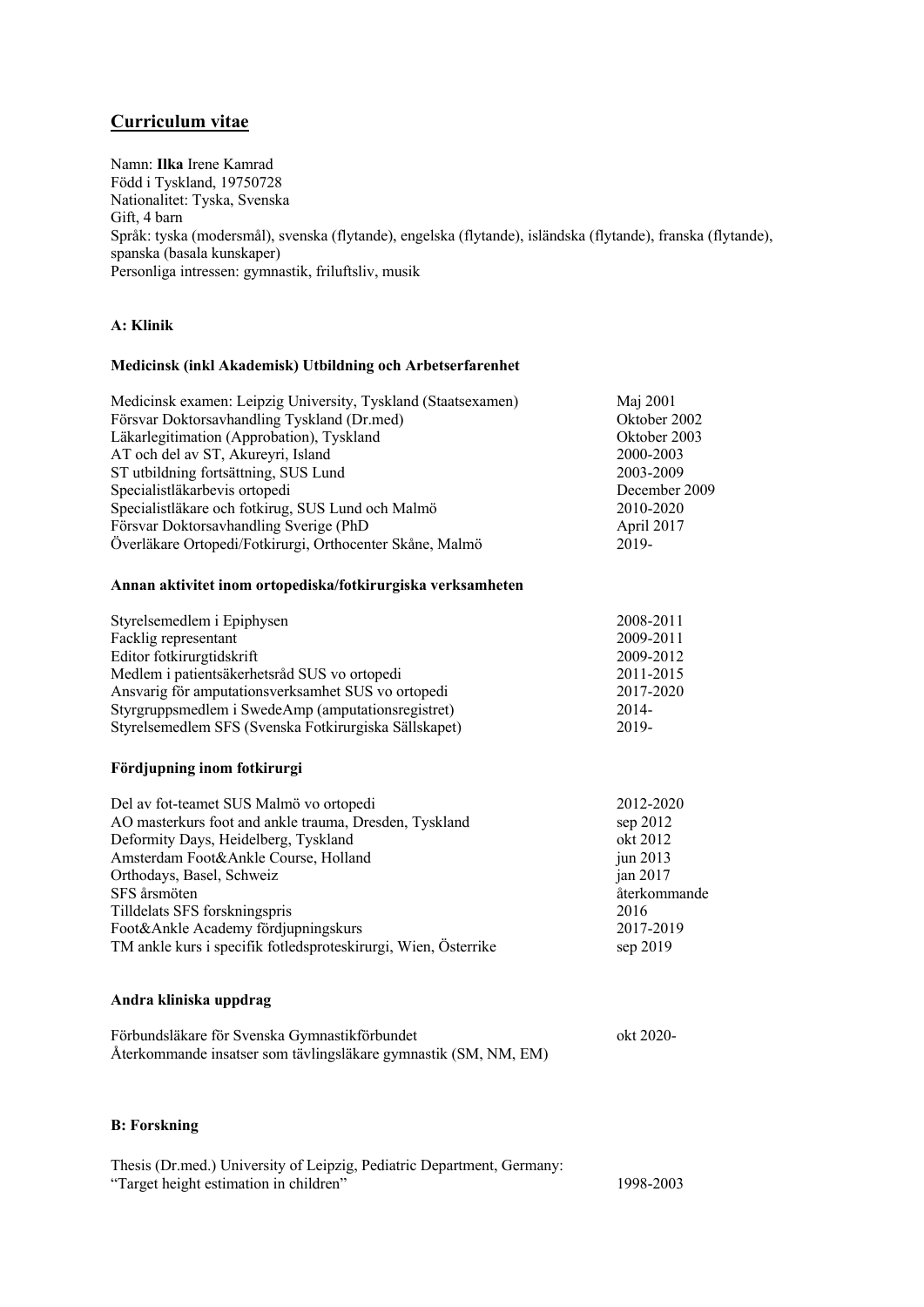# Curriculum vitae

Namn: **Ilka** Irene Kamrad
Född i Tyskland, 19750728
Nationalitet: Tyska, Svenska
Gift, 4 barn
Språk: tyska (modersmål), svenska (flytande), engelska (flytande), isländska (flytande), franska (flytande), spanska (basala kunskaper)
Personliga intressen: gymnastik, friluftsliv, musik

## A: Klinik

### Medicinsk (inkl Akademisk) Utbildning och Arbetserfarenhet

| | |
|---|---|
| Medicinsk examen: Leipzig University, Tyskland (Staatsexamen) | Maj 2001 |
| Försvar Doktorsavhandling Tyskland (Dr.med) | Oktober 2002 |
| Läkarlegitimation (Approbation), Tyskland | Oktober 2003 |
| AT och del av ST, Akureyri, Island | 2000-2003 |
| ST utbildning fortsättning, SUS Lund | 2003-2009 |
| Specialistläkarbevis ortopedi | December 2009 |
| Specialistläkare och fotkirug, SUS Lund och Malmö | 2010-2020 |
| Försvar Doktorsavhandling Sverige (PhD | April 2017 |
| Överläkare Ortopedi/Fotkirurgi, Orthocenter Skåne, Malmö | 2019- |

### Annan aktivitet inom ortopediska/fotkirurgiska verksamheten

| | |
|---|---|
| Styrelsemedlem i Epiphysen | 2008-2011 |
| Facklig representant | 2009-2011 |
| Editor fotkirurgtidskrift | 2009-2012 |
| Medlem i patientsäkerhetsråd SUS vo ortopedi | 2011-2015 |
| Ansvarig för amputationsverksamhet SUS vo ortopedi | 2017-2020 |
| Styrgruppsmedlem i SwedeAmp (amputationsregistret) | 2014- |
| Styrelsemedlem SFS (Svenska Fotkirurgiska Sällskapet) | 2019- |

### Fördjupning inom fotkirurgi

| | |
|---|---|
| Del av fot-teamet SUS Malmö vo ortopedi | 2012-2020 |
| AO masterkurs foot and ankle trauma, Dresden, Tyskland | sep 2012 |
| Deformity Days, Heidelberg, Tyskland | okt 2012 |
| Amsterdam Foot&Ankle Course, Holland | jun 2013 |
| Orthodays, Basel, Schweiz | jan 2017 |
| SFS årsmöten | återkommande |
| Tilldelats SFS forskningspris | 2016 |
| Foot&Ankle Academy fördjupningskurs | 2017-2019 |
| TM ankle kurs i specifik fotledsproteskirurgi, Wien, Österrike | sep 2019 |

### Andra kliniska uppdrag

| | |
|---|---|
| Förbundsläkare för Svenska Gymnastikförbundet | okt 2020- |
| Återkommande insatser som tävlingsläkare gymnastik (SM, NM, EM) | |

## B: Forskning

| | |
|---|---|
| Thesis (Dr.med.) University of Leipzig, Pediatric Department, Germany: "Target height estimation in children" | 1998-2003 |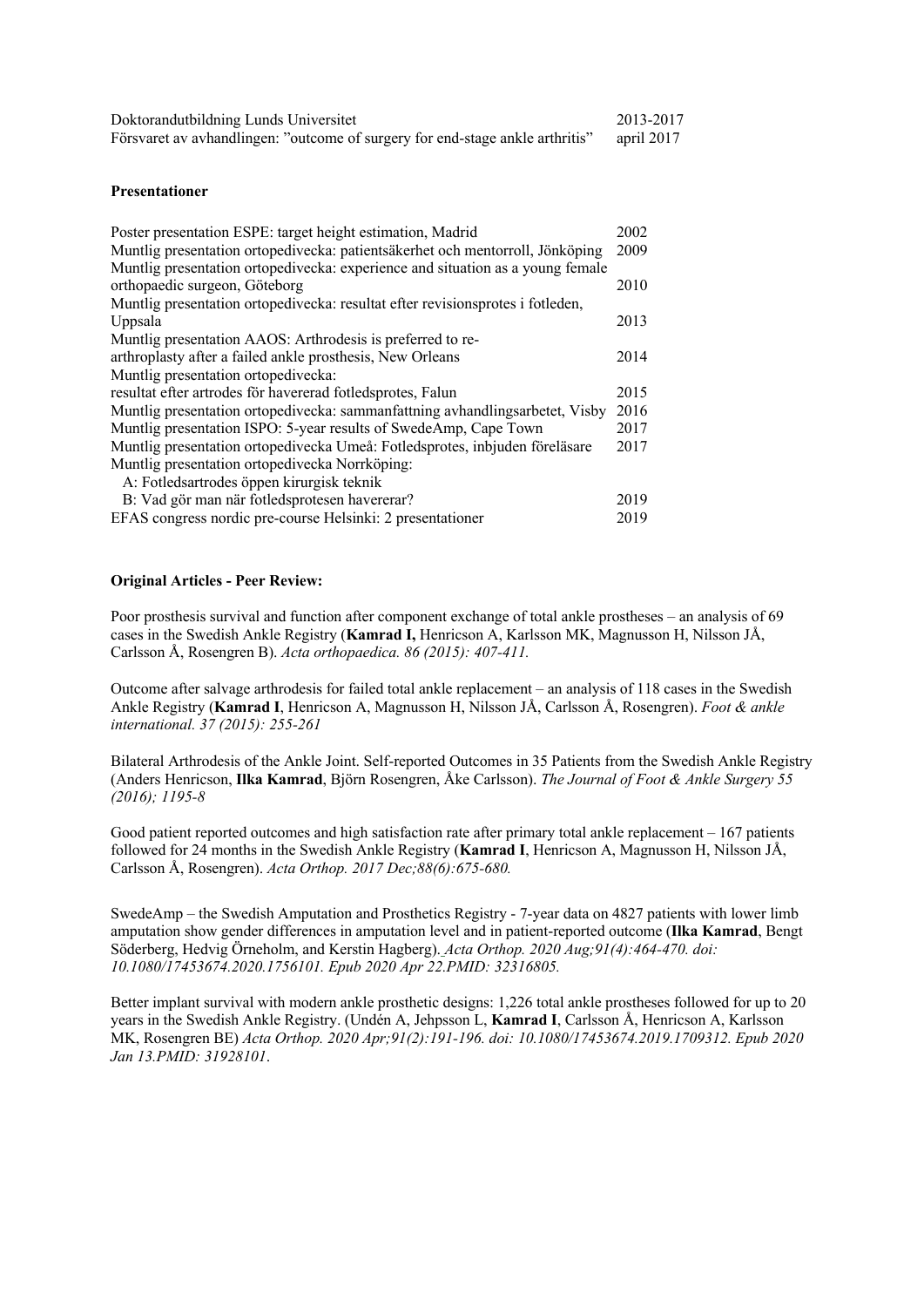| | |
|---|---|
| Doktorandutbildning Lunds Universitet | 2013-2017 |
| Försvaret av avhandlingen: "outcome of surgery for end-stage ankle arthritis" | april 2017 |

**Presentationer**

| | |
|---|---|
| Poster presentation ESPE: target height estimation, Madrid | 2002 |
| Muntlig presentation ortopedivecka: patientsäkerhet och mentorroll, Jönköping | 2009 |
| Muntlig presentation ortopedivecka: experience and situation as a young female orthopaedic surgeon, Göteborg | 2010 |
| Muntlig presentation ortopedivecka: resultat efter revisionsprotes i fotleden, Uppsala | 2013 |
| Muntlig presentation AAOS: Arthrodesis is preferred to re-arthroplasty after a failed ankle prosthesis, New Orleans | 2014 |
| Muntlig presentation ortopedivecka: resultat efter artrodes för havererad fotledsprotes, Falun | 2015 |
| Muntlig presentation ortopedivecka: sammanfattning avhandlingsarbetet, Visby | 2016 |
| Muntlig presentation ISPO: 5-year results of SwedeAmp, Cape Town | 2017 |
| Muntlig presentation ortopedivecka Umeå: Fotledsprotes, inbjuden föreläsare | 2017 |
| Muntlig presentation ortopedivecka Norrköping: A: Fotledsartrodes öppen kirurgisk teknik B: Vad gör man när fotledsprotesen havererar? | 2019 |
| EFAS congress nordic pre-course Helsinki: 2 presentationer | 2019 |

**Original Articles - Peer Review:**

Poor prosthesis survival and function after component exchange of total ankle prostheses – an analysis of 69 cases in the Swedish Ankle Registry (**Kamrad I,** Henricson A, Karlsson MK, Magnusson H, Nilsson JÅ, Carlsson Å, Rosengren B). *Acta orthopaedica. 86 (2015): 407-411.*

Outcome after salvage arthrodesis for failed total ankle replacement – an analysis of 118 cases in the Swedish Ankle Registry (**Kamrad I**, Henricson A, Magnusson H, Nilsson JÅ, Carlsson Å, Rosengren). *Foot & ankle international. 37 (2015): 255-261*

Bilateral Arthrodesis of the Ankle Joint. Self-reported Outcomes in 35 Patients from the Swedish Ankle Registry (Anders Henricson, **Ilka Kamrad**, Björn Rosengren, Åke Carlsson). *The Journal of Foot & Ankle Surgery 55 (2016); 1195-8*

Good patient reported outcomes and high satisfaction rate after primary total ankle replacement – 167 patients followed for 24 months in the Swedish Ankle Registry (**Kamrad I**, Henricson A, Magnusson H, Nilsson JÅ, Carlsson Å, Rosengren). *Acta Orthop. 2017 Dec;88(6):675-680.*

SwedeAmp – the Swedish Amputation and Prosthetics Registry - 7-year data on 4827 patients with lower limb amputation show gender differences in amputation level and in patient-reported outcome (**Ilka Kamrad**, Bengt Söderberg, Hedvig Örneholm, and Kerstin Hagberg). *Acta Orthop. 2020 Aug;91(4):464-470. doi: 10.1080/17453674.2020.1756101. Epub 2020 Apr 22.PMID: 32316805.*

Better implant survival with modern ankle prosthetic designs: 1,226 total ankle prostheses followed for up to 20 years in the Swedish Ankle Registry. (Undén A, Jehpsson L, **Kamrad I**, Carlsson Å, Henricson A, Karlsson MK, Rosengren BE) *Acta Orthop. 2020 Apr;91(2):191-196. doi: 10.1080/17453674.2019.1709312. Epub 2020 Jan 13.PMID: 31928101.*